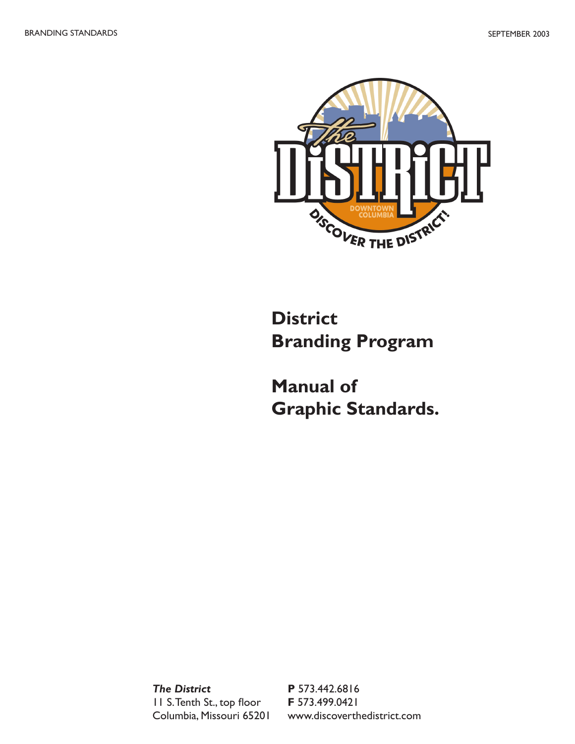# District Branding Program

# Manual of Graphic Standards.

***The District***
11 S. Tenth St., top floor
Columbia, Missouri 65201

**P** 573.442.6816
**F** 573.499.0421
www.discoverthedistrict.com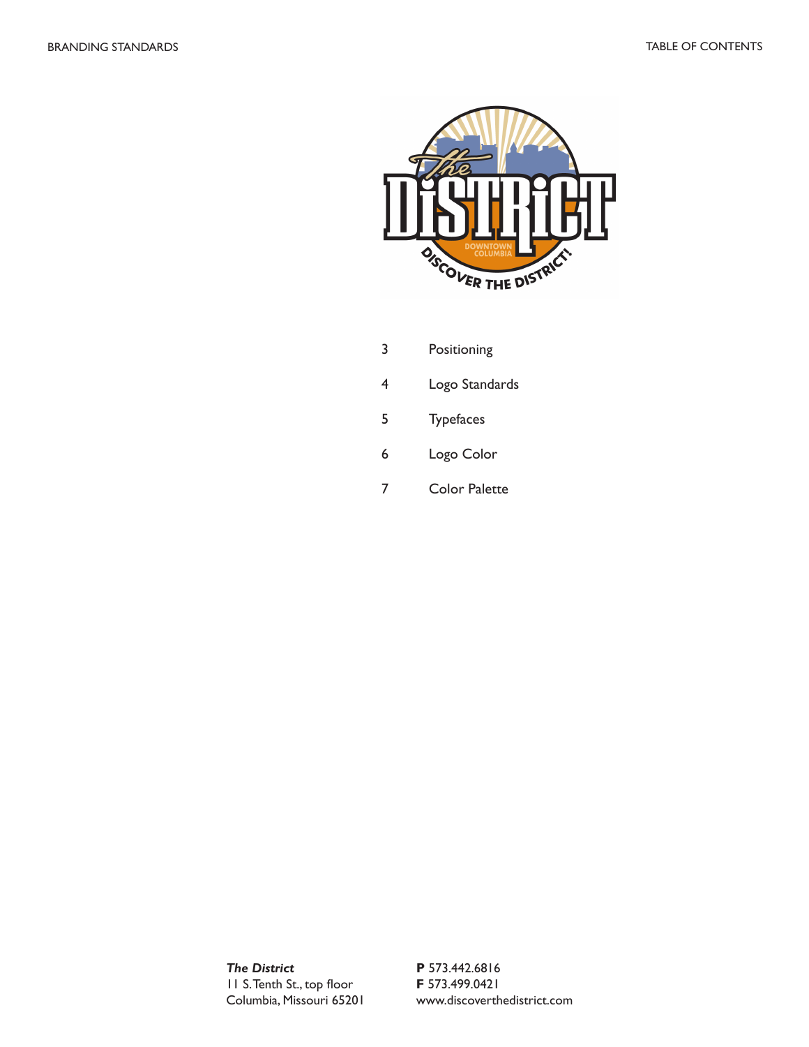# TABLE OF CONTENTS

| | |
|---|---|
| 3 | Positioning |
| 4 | Logo Standards |
| 5 | Typefaces |
| 6 | Logo Color |
| 7 | Color Palette |

***The District***
11 S. Tenth St., top floor
Columbia, Missouri 65201

**P** 573.442.6816
**F** 573.499.0421
www.discoverthedistrict.com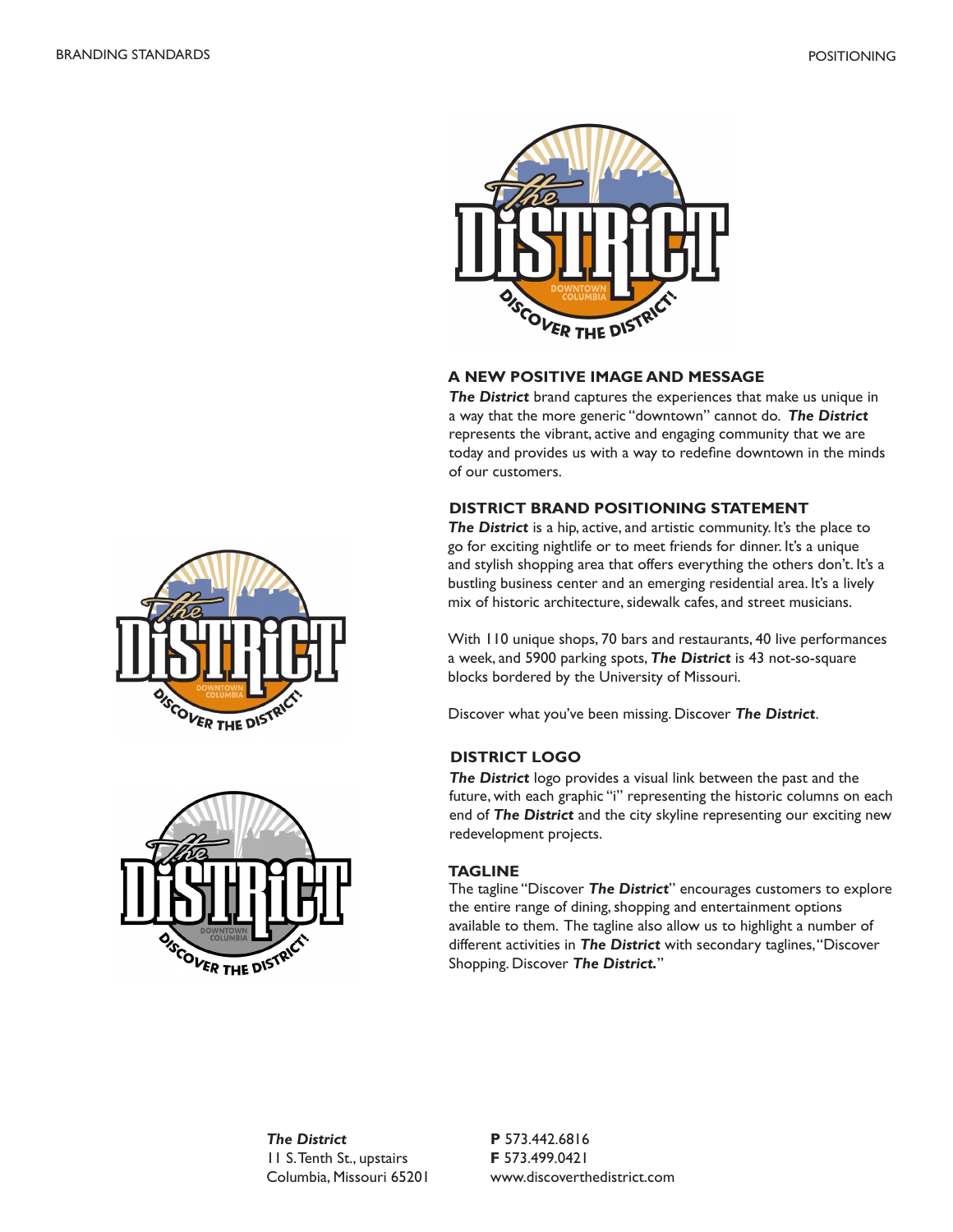## A NEW POSITIVE IMAGE AND MESSAGE

***The District*** brand captures the experiences that make us unique in a way that the more generic "downtown" cannot do. ***The District*** represents the vibrant, active and engaging community that we are today and provides us with a way to redefine downtown in the minds of our customers.

## DISTRICT BRAND POSITIONING STATEMENT

***The District*** is a hip, active, and artistic community. It's the place to go for exciting nightlife or to meet friends for dinner. It's a unique and stylish shopping area that offers everything the others don't. It's a bustling business center and an emerging residential area. It's a lively mix of historic architecture, sidewalk cafes, and street musicians.

With 110 unique shops, 70 bars and restaurants, 40 live performances a week, and 5900 parking spots, ***The District*** is 43 not-so-square blocks bordered by the University of Missouri.

Discover what you've been missing. Discover ***The District***.

## DISTRICT LOGO

***The District*** logo provides a visual link between the past and the future, with each graphic "i" representing the historic columns on each end of ***The District*** and the city skyline representing our exciting new redevelopment projects.

## TAGLINE

The tagline "Discover ***The District***" encourages customers to explore the entire range of dining, shopping and entertainment options available to them. The tagline also allow us to highlight a number of different activities in ***The District*** with secondary taglines, "Discover Shopping. Discover ***The District.***"

***The District***
11 S. Tenth St., upstairs
Columbia, Missouri 65201

**P** 573.442.6816
**F** 573.499.0421
www.discoverthedistrict.com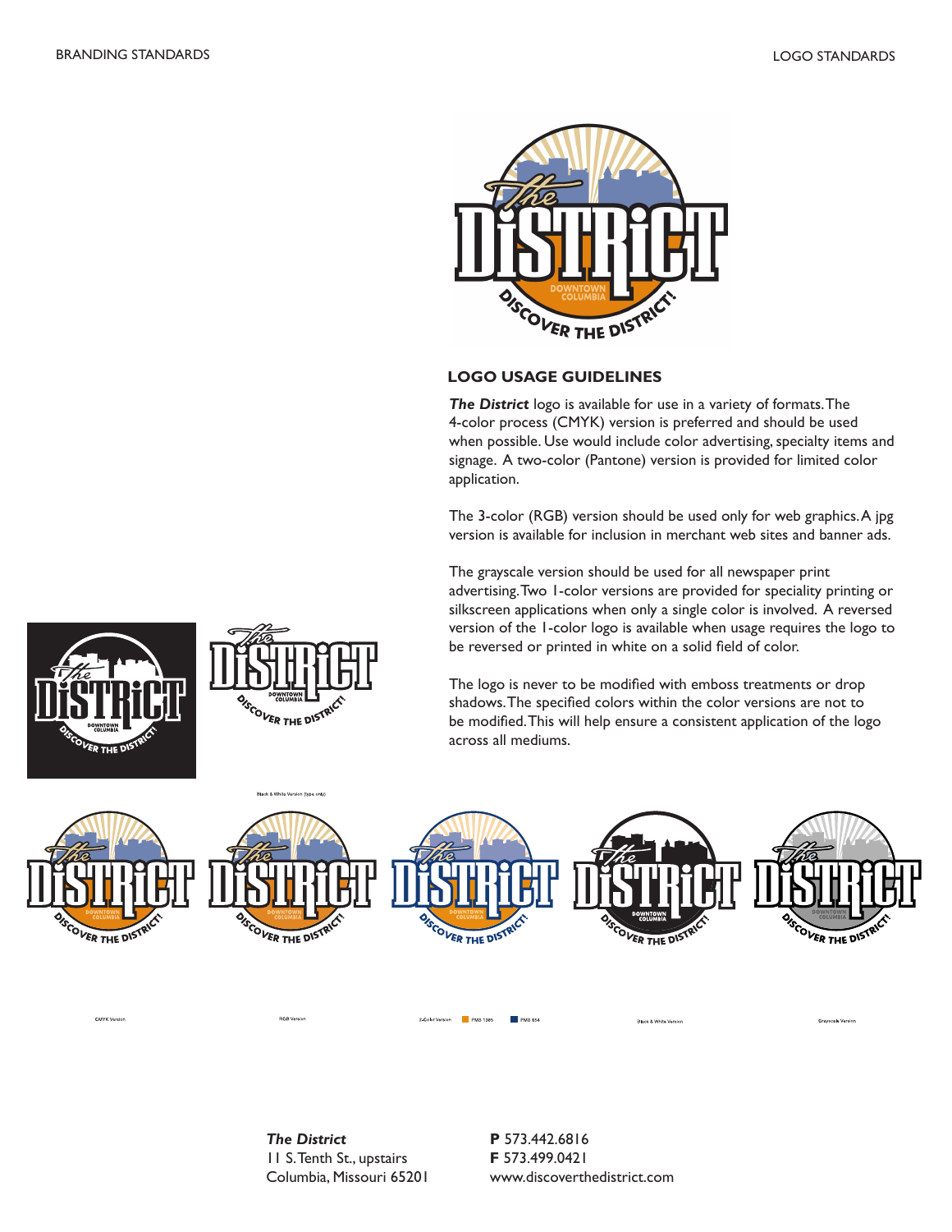## LOGO USAGE GUIDELINES

***The District*** logo is available for use in a variety of formats. The 4-color process (CMYK) version is preferred and should be used when possible. Use would include color advertising, specialty items and signage. A two-color (Pantone) version is provided for limited color application.

The 3-color (RGB) version should be used only for web graphics. A jpg version is available for inclusion in merchant web sites and banner ads.

The grayscale version should be used for all newspaper print advertising. Two 1-color versions are provided for speciality printing or silkscreen applications when only a single color is involved. A reversed version of the 1-color logo is available when usage requires the logo to be reversed or printed in white on a solid field of color.

The logo is never to be modified with emboss treatments or drop shadows. The specified colors within the color versions are not to be modified. This will help ensure a consistent application of the logo across all mediums.

Black & White Version (type only)

CMYK Version

RGB Version

2-Color Version PMS 1385 PMS 654

Black & White Version

Grayscale Version

***The District***
11 S. Tenth St., upstairs
Columbia, Missouri 65201

**P** 573.442.6816
**F** 573.499.0421
www.discoverthedistrict.com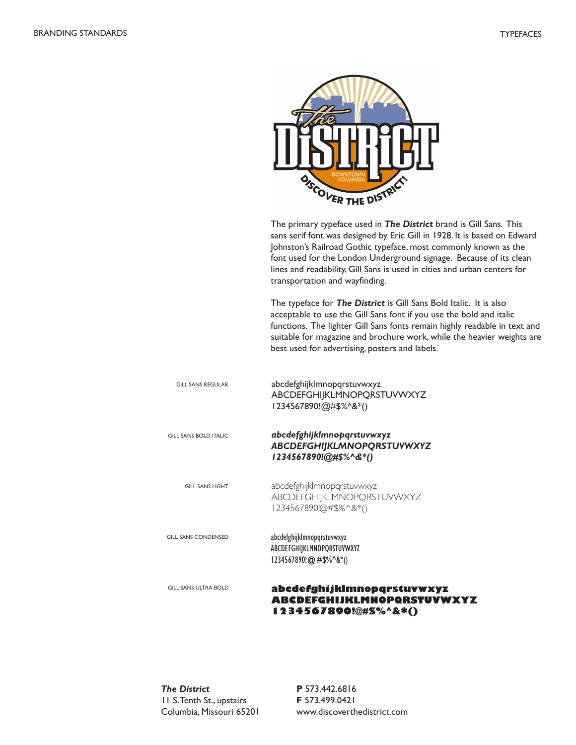The primary typeface used in ***The District*** brand is Gill Sans. This sans serif font was designed by Eric Gill in 1928. It is based on Edward Johnston's Railroad Gothic typeface, most commonly known as the font used for the London Underground signage. Because of its clean lines and readability, Gill Sans is used in cities and urban centers for transportation and wayfinding.

The typeface for ***The District*** is Gill Sans Bold Italic. It is also acceptable to use the Gill Sans font if you use the bold and italic functions. The lighter Gill Sans fonts remain highly readable in text and suitable for magazine and brochure work, while the heavier weights are best used for advertising, posters and labels.

GILL SANS REGULAR

abcdefghijklmnopqrstuvwxyz
ABCDEFGHIJKLMNOPQRSTUVWXYZ
1234567890!@#$%^&*()

GILL SANS BOLD ITALIC

***abcdefghijklmnopqrstuvwxyz***
***ABCDEFGHIJKLMNOPQRSTUVWXYZ***
***1234567890!@#$%^&*()***

GILL SANS LIGHT

abcdefghijklmnopqrstuvwxyz
ABCDEFGHIJKLMNOPQRSTUVWXYZ
1234567890!@#$%^&*()

GILL SANS CONDENSED

abcdefghijklmnopqrstuvwxyz
ABCDEFGHIJKLMNOPQRSTUVWXYZ
1234567890!@#$%^&*()

GILL SANS ULTRA BOLD

**abcdefghijklmnopqrstuvwxyz**
**ABCDEFGHIJKLMNOPQRSTUVWXYZ**
**1234567890!@#$%^&*()**

***The District***
11 S. Tenth St., upstairs
Columbia, Missouri 65201

**P** 573.442.6816
**F** 573.499.0421
www.discoverthedistrict.com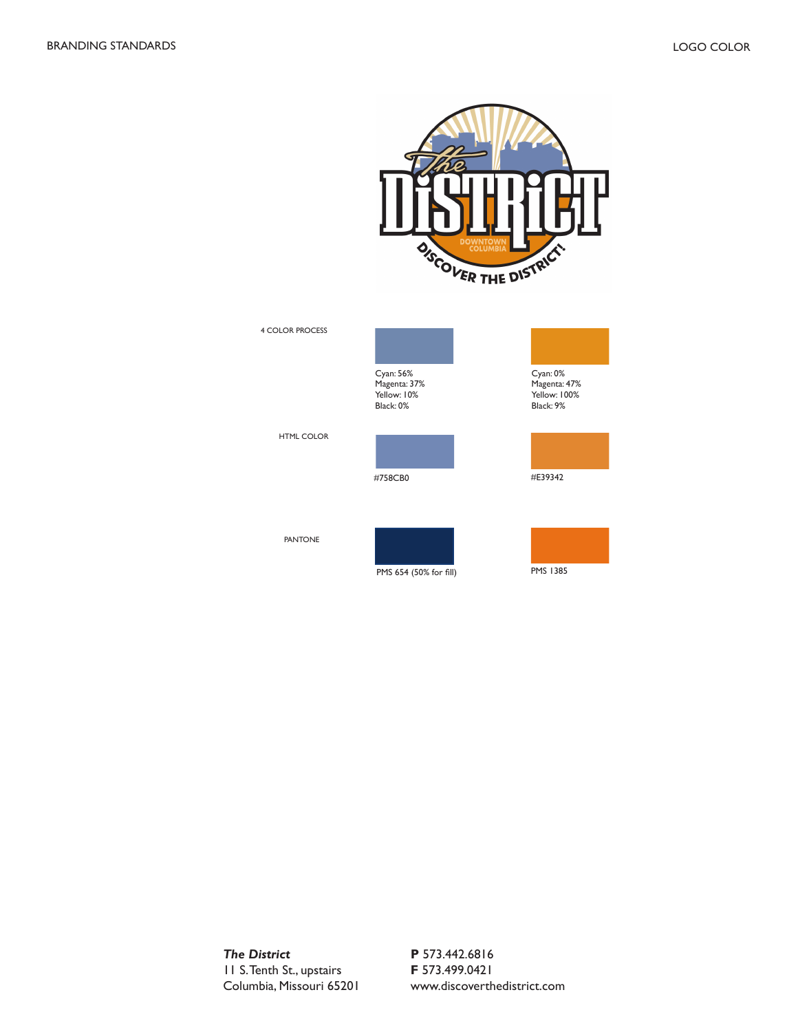# LOGO COLOR

| | | |
|---|---|---|
| 4 COLOR PROCESS | Cyan: 56%<br>Magenta: 37%<br>Yellow: 10%<br>Black: 0% | Cyan: 0%<br>Magenta: 47%<br>Yellow: 100%<br>Black: 9% |
| HTML COLOR | #758CB0 | #E39342 |
| PANTONE | PMS 654 (50% for fill) | PMS 1385 |

***The District***
11 S. Tenth St., upstairs
Columbia, Missouri 65201

**P** 573.442.6816
**F** 573.499.0421
www.discoverthedistrict.com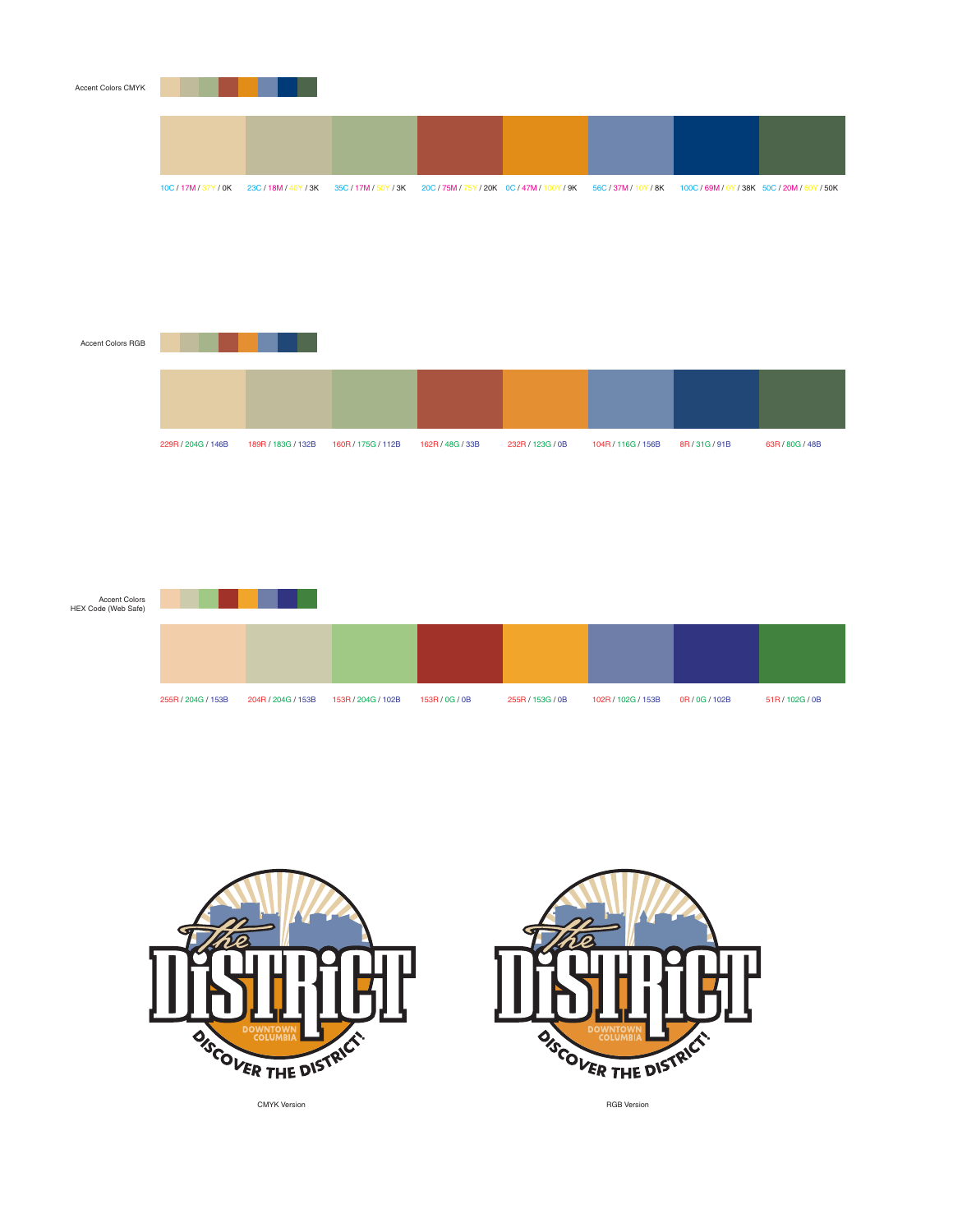Accent Colors CMYK

| | | | | | | | |
|---|---|---|---|---|---|---|---|
| 10C / 17M / 37Y / 0K | 23C / 18M / 40Y / 3K | 35C / 17M / 50Y / 3K | 20C / 75M / 76Y / 20K | 0C / 47M / 100Y / 9K | 56C / 37M / 10Y / 8K | 100C / 69M / 0Y / 38K | 50C / 20M / 80Y / 50K |

Accent Colors RGB

| | | | | | | | |
|---|---|---|---|---|---|---|---|
| 229R / 204G / 146B | 189R / 183G / 132B | 160R / 175G / 112B | 162R / 48G / 33B | 232R / 123G / 0B | 104R / 116G / 156B | 8R / 31G / 91B | 63R / 80G / 48B |

Accent Colors
HEX Code (Web Safe)

| | | | | | | | |
|---|---|---|---|---|---|---|---|
| 255R / 204G / 153B | 204R / 204G / 153B | 153R / 204G / 102B | 153R / 0G / 0B | 255R / 153G / 0B | 102R / 102G / 153B | 0R / 0G / 102B | 51R / 102G / 0B |

The DiSTRiCT
DOWNTOWN COLUMBIA
DISCOVER THE DISTRICT!

CMYK Version

The DiSTRiCT
DOWNTOWN COLUMBIA
DISCOVER THE DISTRICT!

RGB Version